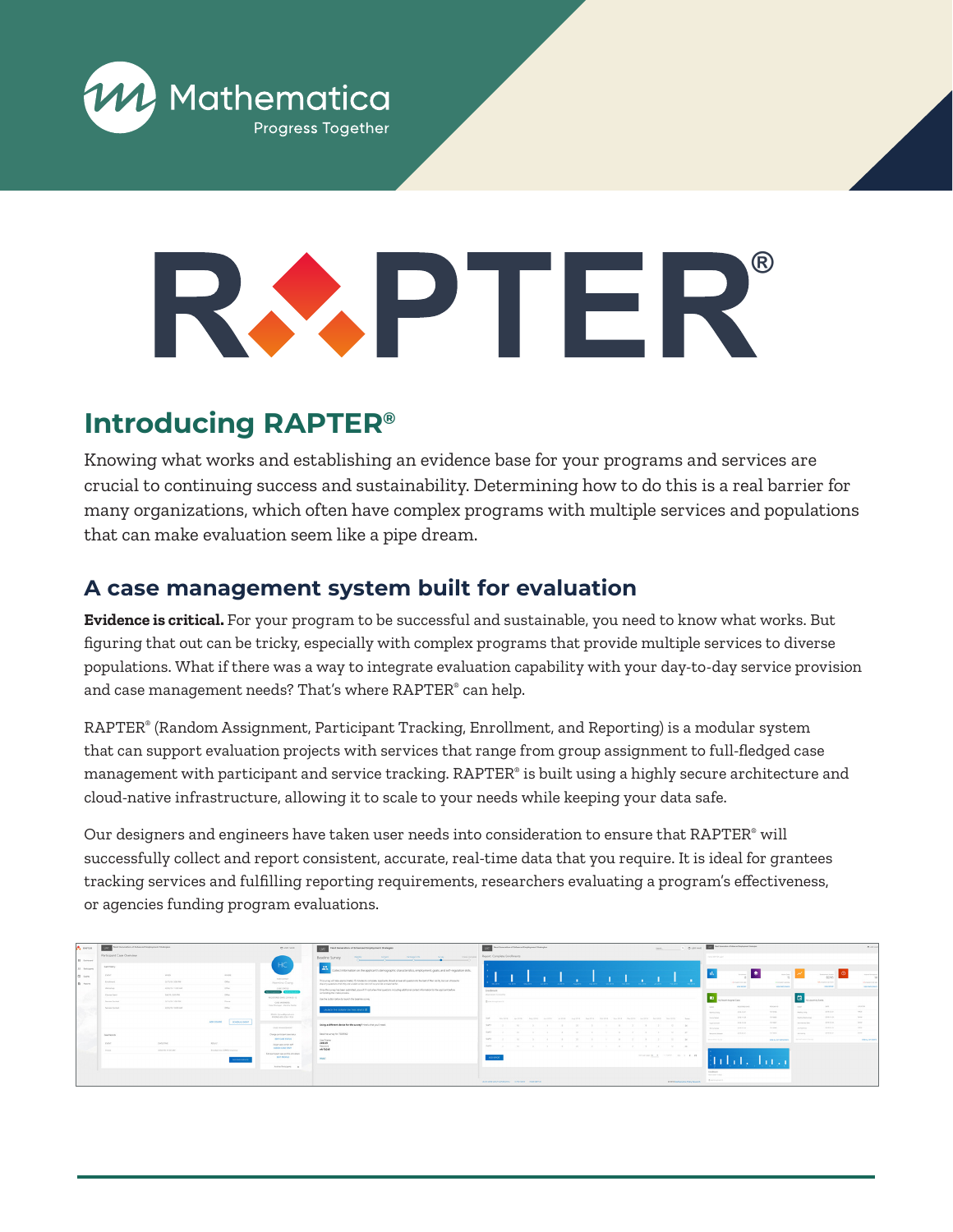Mathematica

Progress Together

# RAPTER®

## Introducing RAPTER®

Knowing what works and establishing an evidence base for your programs and services are crucial to continuing success and sustainability. Determining how to do this is a real barrier for many organizations, which often have complex programs with multiple services and populations that can make evaluation seem like a pipe dream.

## A case management system built for evaluation

**Evidence is critical.** For your program to be successful and sustainable, you need to know what works. But figuring that out can be tricky, especially with complex programs that provide multiple services to diverse populations. What if there was a way to integrate evaluation capability with your day-to-day service provision and case management needs? That's where RAPTER® can help.

RAPTER® (Random Assignment, Participant Tracking, Enrollment, and Reporting) is a modular system that can support evaluation projects with services that range from group assignment to full-fledged case management with participant and service tracking. RAPTER® is built using a highly secure architecture and cloud-native infrastructure, allowing it to scale to your needs while keeping your data safe.

Our designers and engineers have taken user needs into consideration to ensure that RAPTER® will successfully collect and report consistent, accurate, real-time data that you require. It is ideal for grantees tracking services and fulfilling reporting requirements, researchers evaluating a program's effectiveness, or agencies funding program evaluations.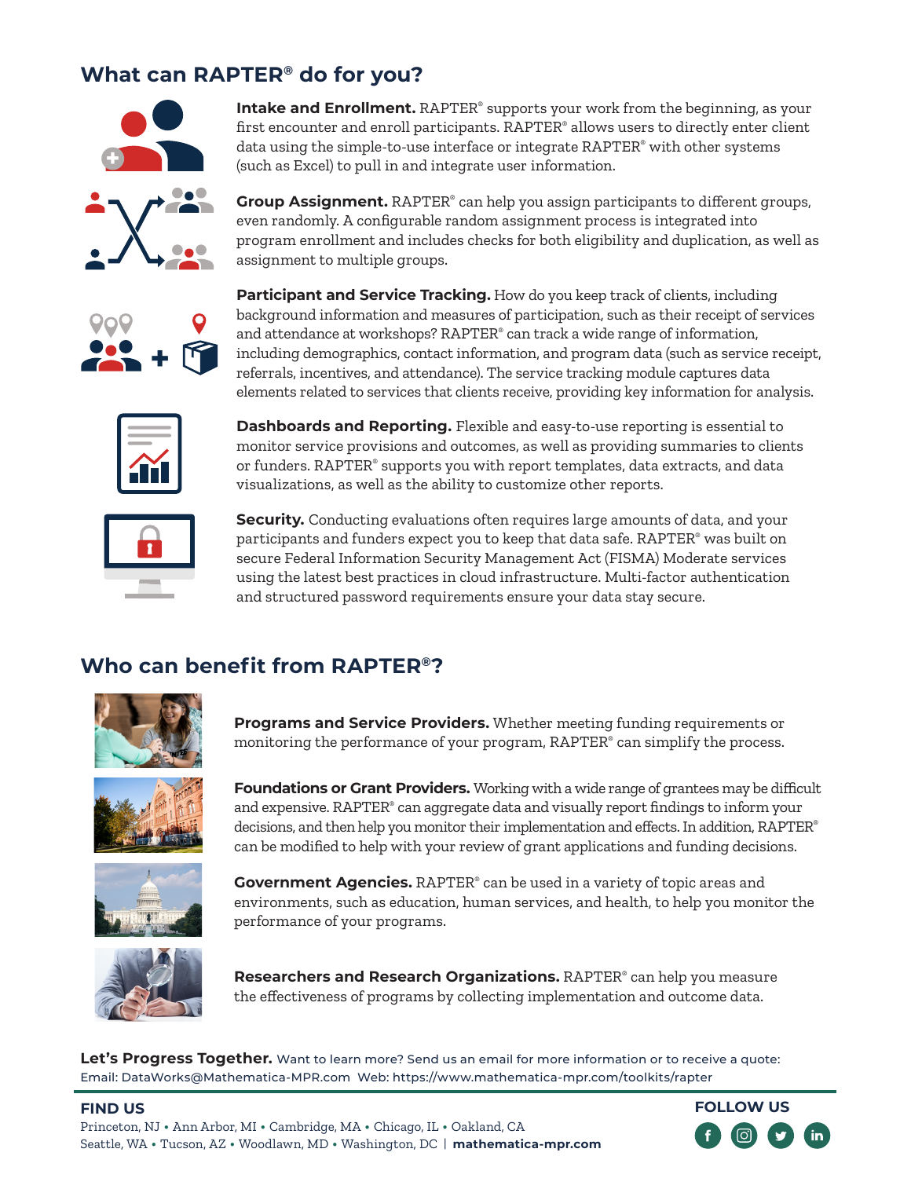## What can RAPTER® do for you?

**Intake and Enrollment.** RAPTER® supports your work from the beginning, as your first encounter and enroll participants. RAPTER® allows users to directly enter client data using the simple-to-use interface or integrate RAPTER® with other systems (such as Excel) to pull in and integrate user information.

**Group Assignment.** RAPTER® can help you assign participants to different groups, even randomly. A configurable random assignment process is integrated into program enrollment and includes checks for both eligibility and duplication, as well as assignment to multiple groups.

**Participant and Service Tracking.** How do you keep track of clients, including background information and measures of participation, such as their receipt of services and attendance at workshops? RAPTER® can track a wide range of information, including demographics, contact information, and program data (such as service receipt, referrals, incentives, and attendance). The service tracking module captures data elements related to services that clients receive, providing key information for analysis.

**Dashboards and Reporting.** Flexible and easy-to-use reporting is essential to monitor service provisions and outcomes, as well as providing summaries to clients or funders. RAPTER® supports you with report templates, data extracts, and data visualizations, as well as the ability to customize other reports.

**Security.** Conducting evaluations often requires large amounts of data, and your participants and funders expect you to keep that data safe. RAPTER® was built on secure Federal Information Security Management Act (FISMA) Moderate services using the latest best practices in cloud infrastructure. Multi-factor authentication and structured password requirements ensure your data stay secure.

## Who can benefit from RAPTER®?

**Programs and Service Providers.** Whether meeting funding requirements or monitoring the performance of your program, RAPTER® can simplify the process.

**Foundations or Grant Providers.** Working with a wide range of grantees may be difficult and expensive. RAPTER® can aggregate data and visually report findings to inform your decisions, and then help you monitor their implementation and effects. In addition, RAPTER® can be modified to help with your review of grant applications and funding decisions.

**Government Agencies.** RAPTER® can be used in a variety of topic areas and environments, such as education, human services, and health, to help you monitor the performance of your programs.

**Researchers and Research Organizations.** RAPTER® can help you measure the effectiveness of programs by collecting implementation and outcome data.

**Let's Progress Together.** Want to learn more? Send us an email for more information or to receive a quote:
Email: DataWorks@Mathematica-MPR.com Web: https://www.mathematica-mpr.com/toolkits/rapter

**FIND US**

Princeton, NJ • Ann Arbor, MI • Cambridge, MA • Chicago, IL • Oakland, CA
Seattle, WA • Tucson, AZ • Woodlawn, MD • Washington, DC | **mathematica-mpr.com**

**FOLLOW US**